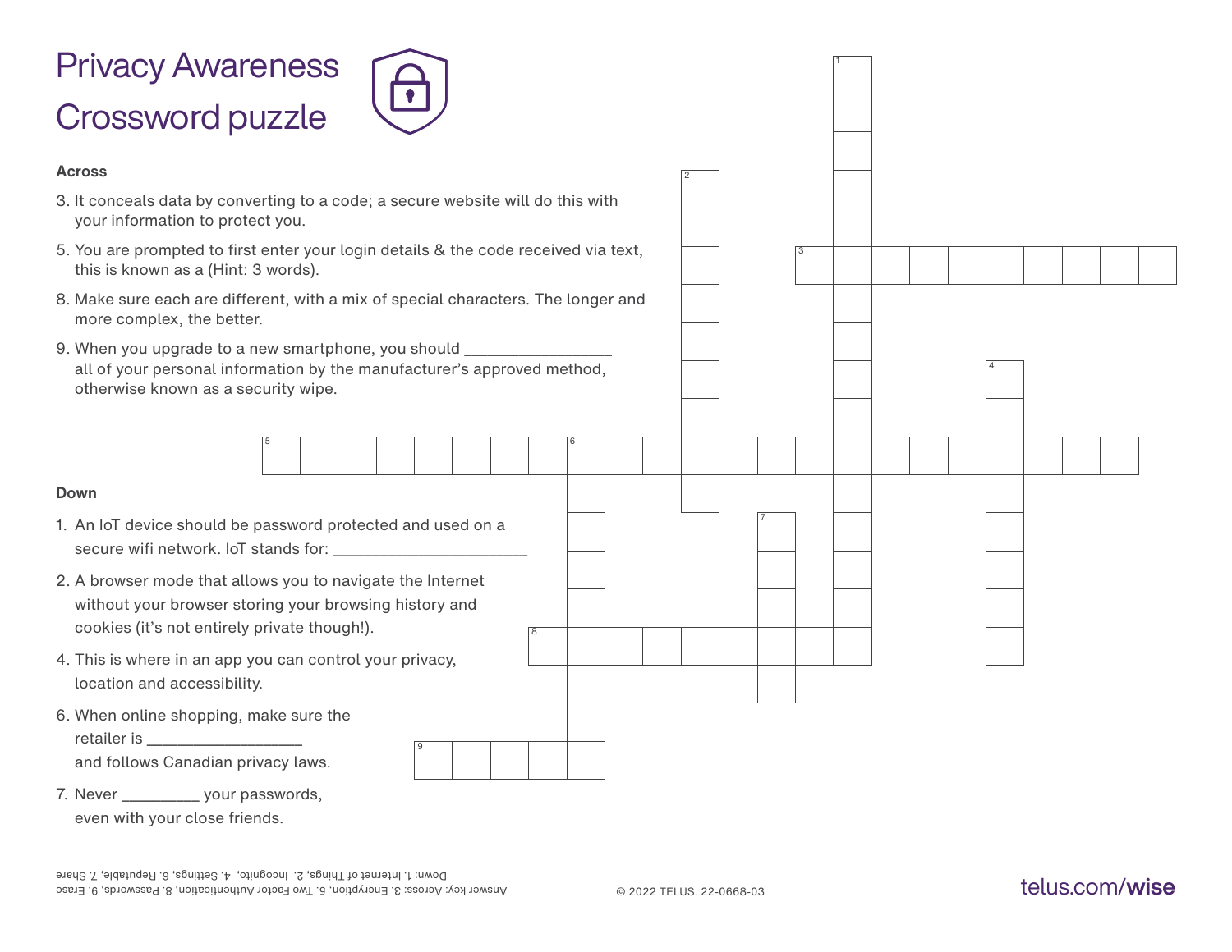# Privacy Awareness Crossword puzzle

**Across**

3. It conceals data by converting to a code; a secure website will do this with your information to protect you.
5. You are prompted to first enter your login details & the code received via text, this is known as a (Hint: 3 words).
8. Make sure each are different, with a mix of special characters. The longer and more complex, the better.
9. When you upgrade to a new smartphone, you should ________________ all of your personal information by the manufacturer's approved method, otherwise known as a security wipe.

**Down**

1. An IoT device should be password protected and used on a secure wifi network. IoT stands for: ______________________
2. A browser mode that allows you to navigate the Internet without your browser storing your browsing history and cookies (it's not entirely private though!).
4. This is where in an app you can control your privacy, location and accessibility.
6. When online shopping, make sure the retailer is _________________ and follows Canadian privacy laws.
7. Never _________ your passwords, even with your close friends.

Answer key: Across: 3. Encryption, 5. Two Factor Authentication, 8. Passwords, 9. Erase
Down: 1. Internet of Things, 2. Incognito, 4. Settings, 6. Reputable, 7. Share

© 2022 TELUS. 22-0668-03

telus.com/**wise**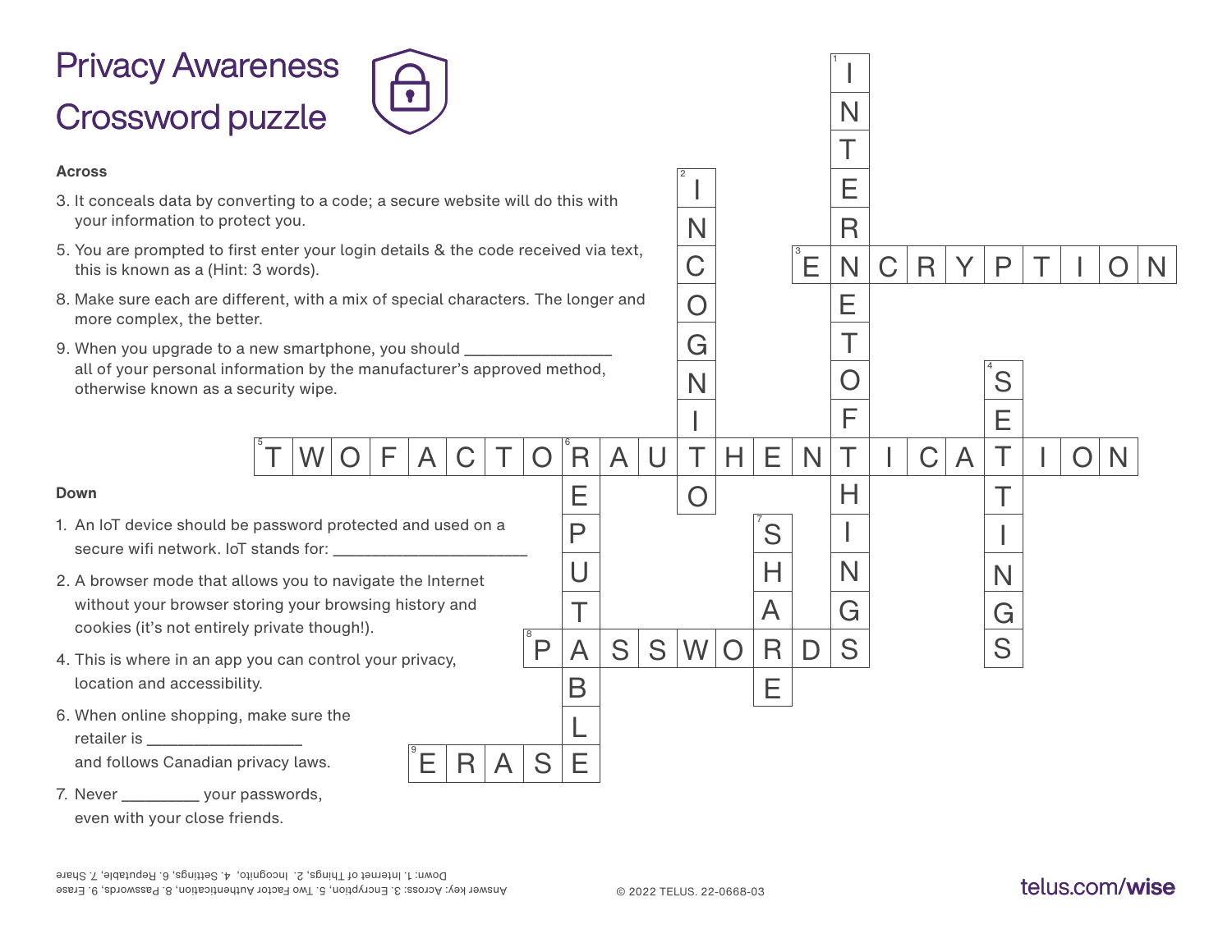# Privacy Awareness Crossword puzzle

### Across

3. It conceals data by converting to a code; a secure website will do this with your information to protect you.
5. You are prompted to first enter your login details & the code received via text, this is known as a (Hint: 3 words).
8. Make sure each are different, with a mix of special characters. The longer and more complex, the better.
9. When you upgrade to a new smartphone, you should ________________ all of your personal information by the manufacturer's approved method, otherwise known as a security wipe.

### Down

1. An IoT device should be password protected and used on a secure wifi network. IoT stands for: ______________________
2. A browser mode that allows you to navigate the Internet without your browser storing your browsing history and cookies (it's not entirely private though!).
4. This is where in an app you can control your privacy, location and accessibility.
6. When online shopping, make sure the retailer is _________________ and follows Canadian privacy laws.
7. Never _________ your passwords, even with your close friends.

1 INTERNETOFTHINGS

2 INCOGNITO

3 ENCRYPTION

4 SETTINGS

5 TWOFACTORAUTHENTICATION

6 REPUTABLE

7 SHARE

8 PASSWORDS

9 ERASE

Answer key: Across: 3. Encryption, 5. Two Factor Authentication, 8. Passwords, 9. Erase
Down: 1. Internet of Things, 2. Incognito, 4. Settings, 6. Reputable, 7. Share

© 2022 TELUS. 22-0668-03

telus.com/wise